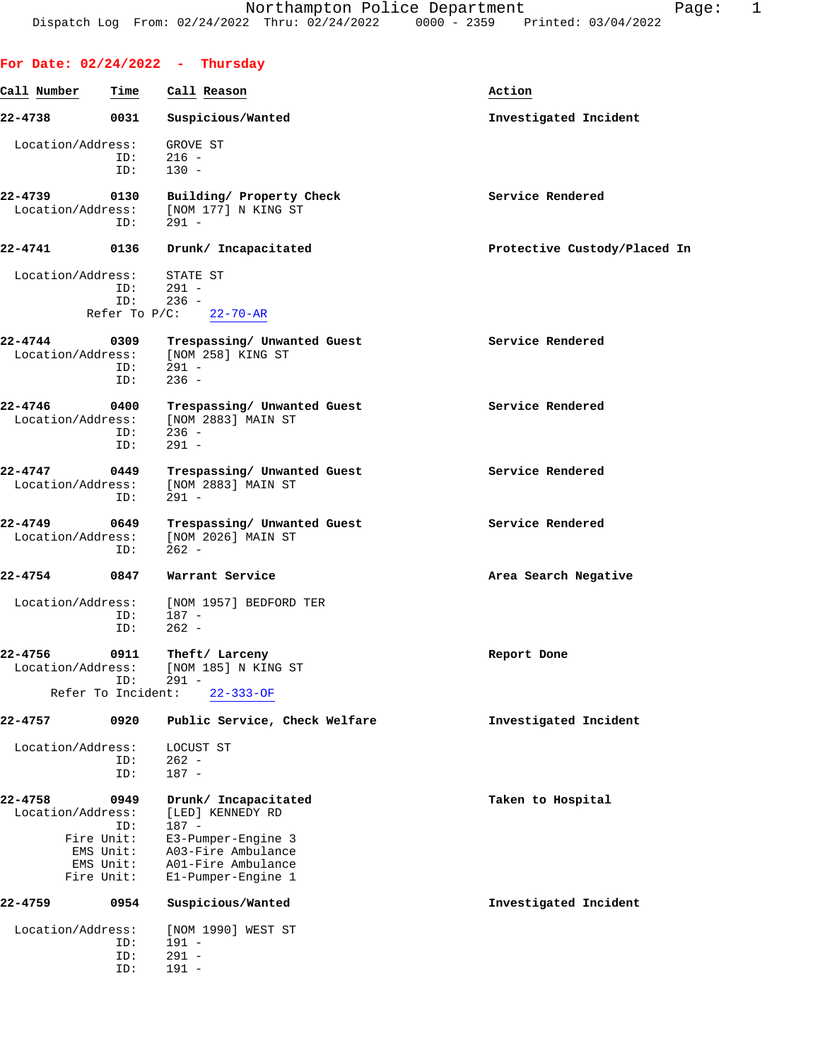Northampton Police Department

Dispatch Log From: 02/24/2022 Thru: 02/24/2022 0000 - 2359 Printed: 03/04/2022

## For Date: 02/24/2022 - Thursday

| Call Number | Time | Call Reason | Action |
|---|---|---|---|

**22-4738** 0031 **Suspicious/Wanted** — **Investigated Incident**

Location/Address: GROVE ST
ID: 216 -
ID: 130 -

**22-4739** 0130 **Building/ Property Check** — **Service Rendered**

Location/Address: [NOM 177] N KING ST
ID: 291 -

**22-4741** 0136 **Drunk/ Incapacitated** — **Protective Custody/Placed In**

Location/Address: STATE ST
ID: 291 -
ID: 236 -
Refer To P/C: 22-70-AR

**22-4744** 0309 **Trespassing/ Unwanted Guest** — **Service Rendered**

Location/Address: [NOM 258] KING ST
ID: 291 -
ID: 236 -

**22-4746** 0400 **Trespassing/ Unwanted Guest** — **Service Rendered**

Location/Address: [NOM 2883] MAIN ST
ID: 236 -
ID: 291 -

**22-4747** 0449 **Trespassing/ Unwanted Guest** — **Service Rendered**

Location/Address: [NOM 2883] MAIN ST
ID: 291 -

**22-4749** 0649 **Trespassing/ Unwanted Guest** — **Service Rendered**

Location/Address: [NOM 2026] MAIN ST
ID: 262 -

**22-4754** 0847 **Warrant Service** — **Area Search Negative**

Location/Address: [NOM 1957] BEDFORD TER
ID: 187 -
ID: 262 -

**22-4756** 0911 **Theft/ Larceny** — **Report Done**

Location/Address: [NOM 185] N KING ST
ID: 291 -
Refer To Incident: 22-333-OF

**22-4757** 0920 **Public Service, Check Welfare** — **Investigated Incident**

Location/Address: LOCUST ST
ID: 262 -
ID: 187 -

**22-4758** 0949 **Drunk/ Incapacitated** — **Taken to Hospital**

Location/Address: [LED] KENNEDY RD
ID: 187 -
Fire Unit: E3-Pumper-Engine 3
EMS Unit: A03-Fire Ambulance
EMS Unit: A01-Fire Ambulance
Fire Unit: E1-Pumper-Engine 1

**22-4759** 0954 **Suspicious/Wanted** — **Investigated Incident**

Location/Address: [NOM 1990] WEST ST
ID: 191 -
ID: 291 -
ID: 191 -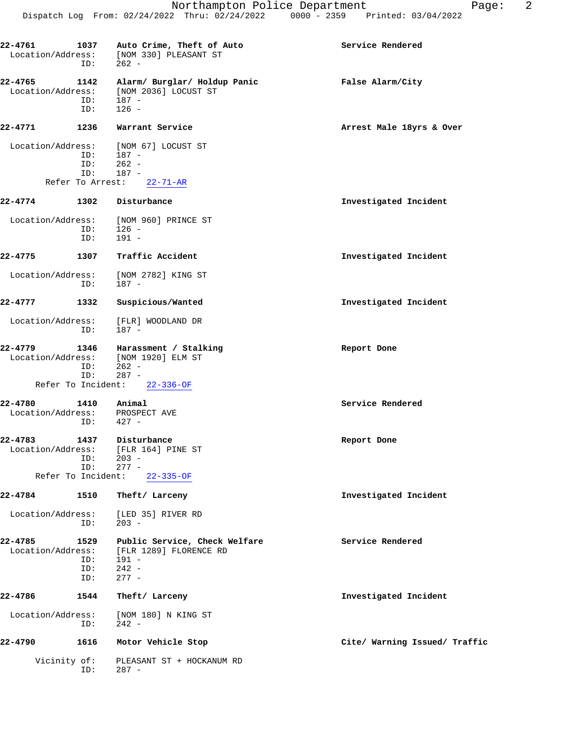**22-4761** **1037** **Auto Crime, Theft of Auto** **Service Rendered**
Location/Address: [NOM 330] PLEASANT ST
ID: 262 -

**22-4765** **1142** **Alarm/ Burglar/ Holdup Panic** **False Alarm/City**
Location/Address: [NOM 2036] LOCUST ST
ID: 187 -
ID: 126 -

**22-4771** **1236** **Warrant Service** **Arrest Male 18yrs & Over**
Location/Address: [NOM 67] LOCUST ST
ID: 187 -
ID: 262 -
ID: 187 -
Refer To Arrest: 22-71-AR

**22-4774** **1302** **Disturbance** **Investigated Incident**
Location/Address: [NOM 960] PRINCE ST
ID: 126 -
ID: 191 -

**22-4775** **1307** **Traffic Accident** **Investigated Incident**
Location/Address: [NOM 2782] KING ST
ID: 187 -

**22-4777** **1332** **Suspicious/Wanted** **Investigated Incident**
Location/Address: [FLR] WOODLAND DR
ID: 187 -

**22-4779** **1346** **Harassment / Stalking** **Report Done**
Location/Address: [NOM 1920] ELM ST
ID: 262 -
ID: 287 -
Refer To Incident: 22-336-OF

**22-4780** **1410** **Animal** **Service Rendered**
Location/Address: PROSPECT AVE
ID: 427 -

**22-4783** **1437** **Disturbance** **Report Done**
Location/Address: [FLR 164] PINE ST
ID: 203 -
ID: 277 -
Refer To Incident: 22-335-OF

**22-4784** **1510** **Theft/ Larceny** **Investigated Incident**
Location/Address: [LED 35] RIVER RD
ID: 203 -

**22-4785** **1529** **Public Service, Check Welfare** **Service Rendered**
Location/Address: [FLR 1289] FLORENCE RD
ID: 191 -
ID: 242 -
ID: 277 -

**22-4786** **1544** **Theft/ Larceny** **Investigated Incident**
Location/Address: [NOM 180] N KING ST
ID: 242 -

**22-4790** **1616** **Motor Vehicle Stop** **Cite/ Warning Issued/ Traffic**
Vicinity of: PLEASANT ST + HOCKANUM RD
ID: 287 -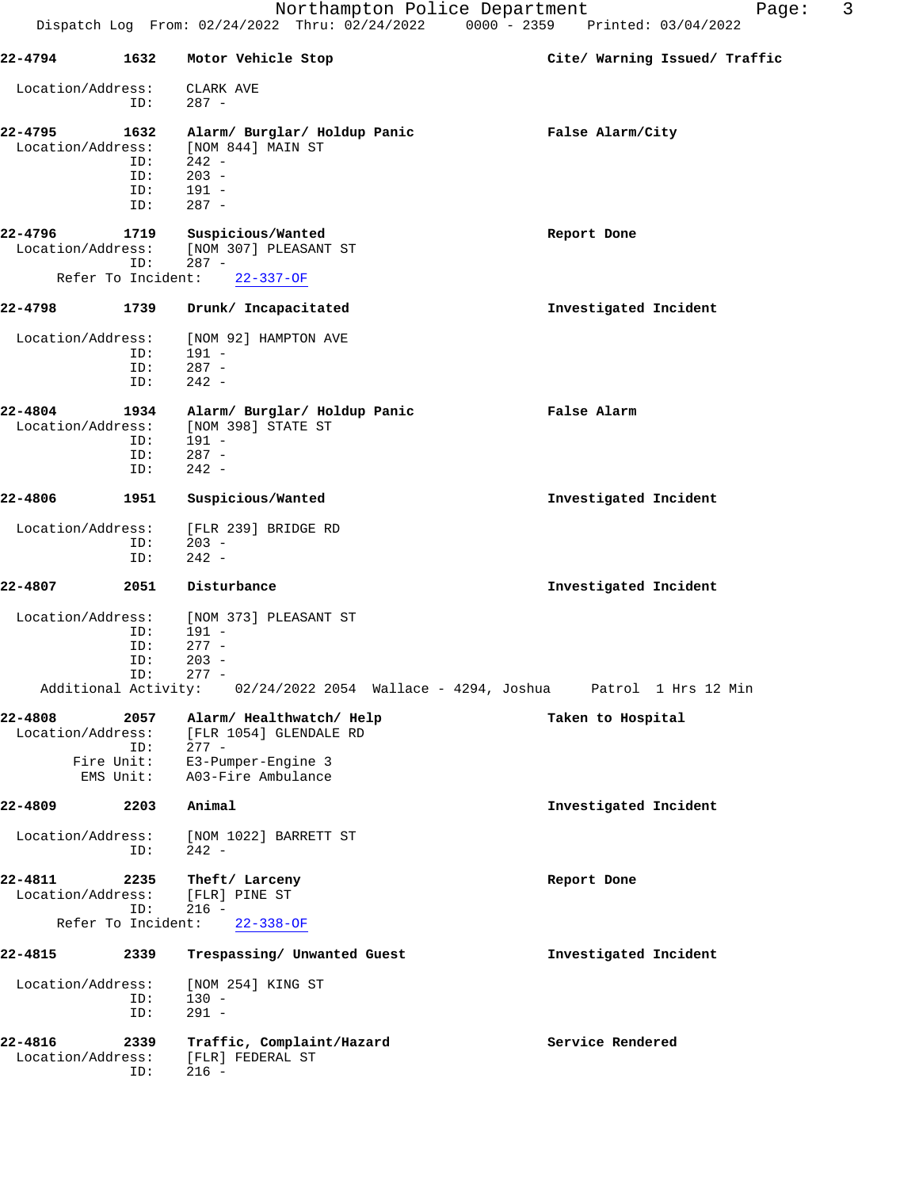**22-4794** **1632** **Motor Vehicle Stop** **Cite/ Warning Issued/ Traffic**

Location/Address: CLARK AVE
ID: 287 -

**22-4795** **1632** **Alarm/ Burglar/ Holdup Panic** **False Alarm/City**

Location/Address: [NOM 844] MAIN ST
ID: 242 -
ID: 203 -
ID: 191 -
ID: 287 -

**22-4796** **1719** **Suspicious/Wanted** **Report Done**

Location/Address: [NOM 307] PLEASANT ST
ID: 287 -
Refer To Incident: 22-337-OF

**22-4798** **1739** **Drunk/ Incapacitated** **Investigated Incident**

Location/Address: [NOM 92] HAMPTON AVE
ID: 191 -
ID: 287 -
ID: 242 -

**22-4804** **1934** **Alarm/ Burglar/ Holdup Panic** **False Alarm**

Location/Address: [NOM 398] STATE ST
ID: 191 -
ID: 287 -
ID: 242 -

**22-4806** **1951** **Suspicious/Wanted** **Investigated Incident**

Location/Address: [FLR 239] BRIDGE RD
ID: 203 -
ID: 242 -

**22-4807** **2051** **Disturbance** **Investigated Incident**

Location/Address: [NOM 373] PLEASANT ST
ID: 191 -
ID: 277 -
ID: 203 -
ID: 277 -
Additional Activity: 02/24/2022 2054 Wallace - 4294, Joshua Patrol 1 Hrs 12 Min

**22-4808** **2057** **Alarm/ Healthwatch/ Help** **Taken to Hospital**

Location/Address: [FLR 1054] GLENDALE RD
ID: 277 -
Fire Unit: E3-Pumper-Engine 3
EMS Unit: A03-Fire Ambulance

**22-4809** **2203** **Animal** **Investigated Incident**

Location/Address: [NOM 1022] BARRETT ST
ID: 242 -

**22-4811** **2235** **Theft/ Larceny** **Report Done**

Location/Address: [FLR] PINE ST
ID: 216 -
Refer To Incident: 22-338-OF

**22-4815** **2339** **Trespassing/ Unwanted Guest** **Investigated Incident**

Location/Address: [NOM 254] KING ST
ID: 130 -
ID: 291 -

**22-4816** **2339** **Traffic, Complaint/Hazard** **Service Rendered**

Location/Address: [FLR] FEDERAL ST
ID: 216 -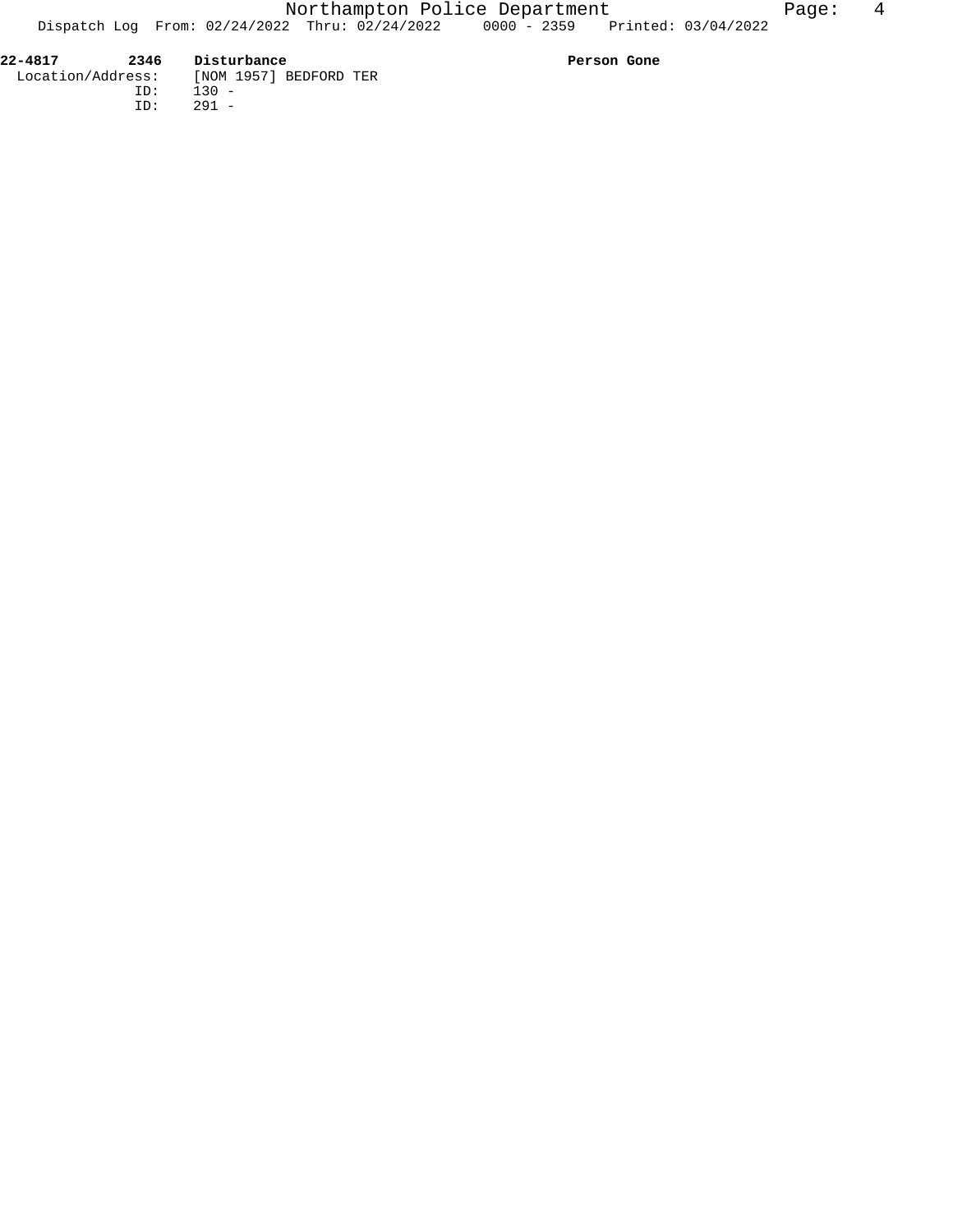**22-4817    2346    Disturbance    Person Gone**

Location/Address: [NOM 1957] BEDFORD TER

ID: 130 -

ID: 291 -